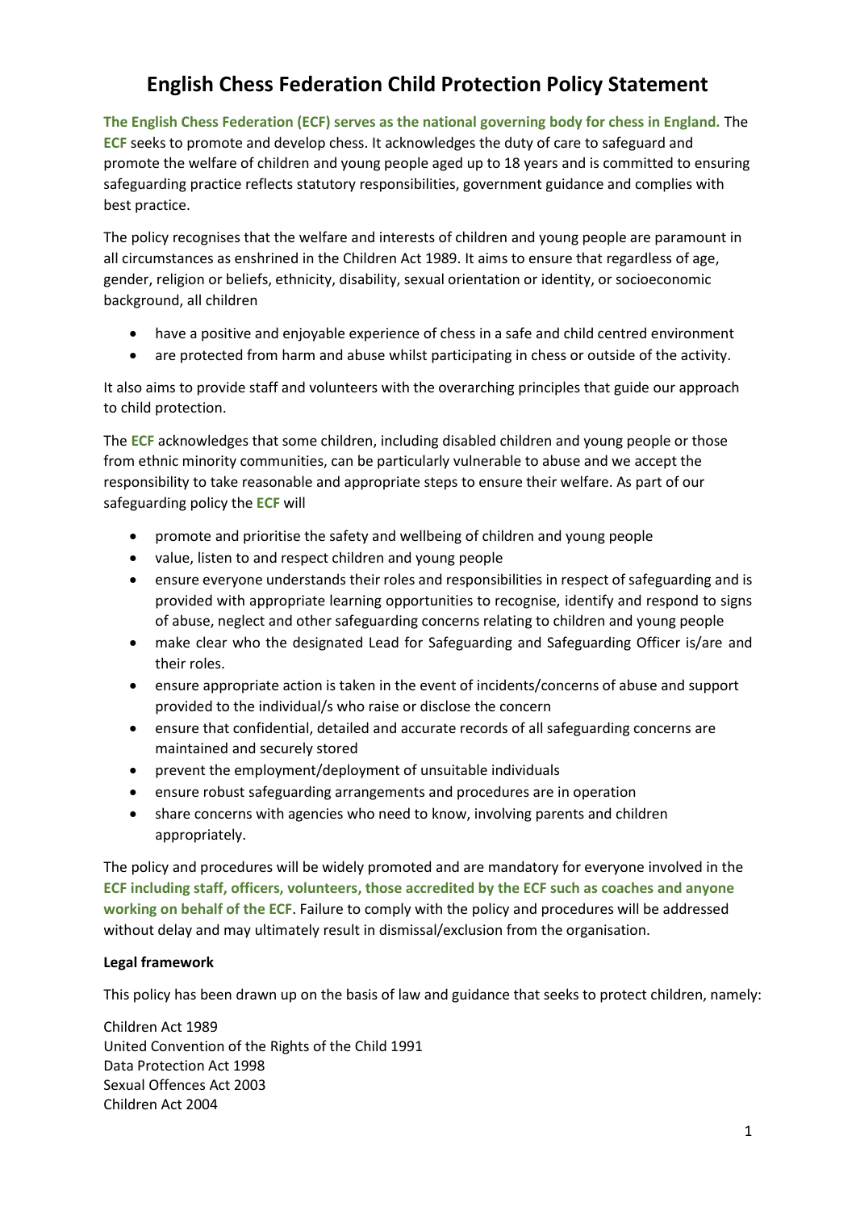# English Chess Federation Child Protection Policy Statement

**The English Chess Federation (ECF) serves as the national governing body for chess in England.** The **ECF** seeks to promote and develop chess. It acknowledges the duty of care to safeguard and promote the welfare of children and young people aged up to 18 years and is committed to ensuring safeguarding practice reflects statutory responsibilities, government guidance and complies with best practice.

The policy recognises that the welfare and interests of children and young people are paramount in all circumstances as enshrined in the Children Act 1989. It aims to ensure that regardless of age, gender, religion or beliefs, ethnicity, disability, sexual orientation or identity, or socioeconomic background, all children

- have a positive and enjoyable experience of chess in a safe and child centred environment
- are protected from harm and abuse whilst participating in chess or outside of the activity.

It also aims to provide staff and volunteers with the overarching principles that guide our approach to child protection.

The **ECF** acknowledges that some children, including disabled children and young people or those from ethnic minority communities, can be particularly vulnerable to abuse and we accept the responsibility to take reasonable and appropriate steps to ensure their welfare. As part of our safeguarding policy the **ECF** will

- promote and prioritise the safety and wellbeing of children and young people
- value, listen to and respect children and young people
- ensure everyone understands their roles and responsibilities in respect of safeguarding and is provided with appropriate learning opportunities to recognise, identify and respond to signs of abuse, neglect and other safeguarding concerns relating to children and young people
- make clear who the designated Lead for Safeguarding and Safeguarding Officer is/are and their roles.
- ensure appropriate action is taken in the event of incidents/concerns of abuse and support provided to the individual/s who raise or disclose the concern
- ensure that confidential, detailed and accurate records of all safeguarding concerns are maintained and securely stored
- prevent the employment/deployment of unsuitable individuals
- ensure robust safeguarding arrangements and procedures are in operation
- share concerns with agencies who need to know, involving parents and children appropriately.

The policy and procedures will be widely promoted and are mandatory for everyone involved in the **ECF including staff, officers, volunteers, those accredited by the ECF such as coaches and anyone working on behalf of the ECF**. Failure to comply with the policy and procedures will be addressed without delay and may ultimately result in dismissal/exclusion from the organisation.

**Legal framework**

This policy has been drawn up on the basis of law and guidance that seeks to protect children, namely:

Children Act 1989
United Convention of the Rights of the Child 1991
Data Protection Act 1998
Sexual Offences Act 2003
Children Act 2004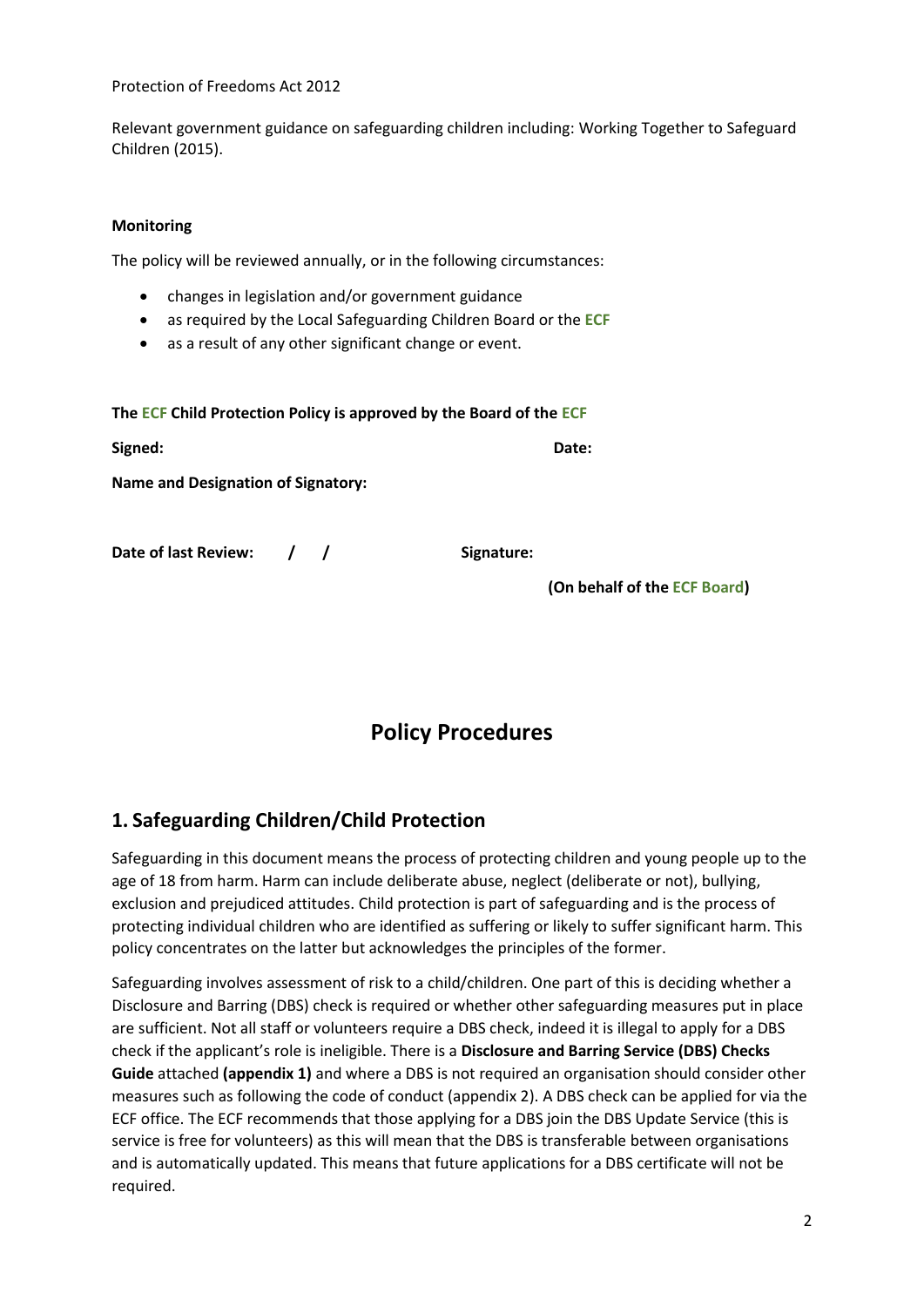Protection of Freedoms Act 2012

Relevant government guidance on safeguarding children including: Working Together to Safeguard Children (2015).

**Monitoring**

The policy will be reviewed annually, or in the following circumstances:

- changes in legislation and/or government guidance
- as required by the Local Safeguarding Children Board or the **ECF**
- as a result of any other significant change or event.

**The ECF Child Protection Policy is approved by the Board of the ECF**

**Signed:** **Date:**

**Name and Designation of Signatory:**

**Date of last Review: / /** **Signature:**

**(On behalf of the ECF Board)**

# Policy Procedures

## 1. Safeguarding Children/Child Protection

Safeguarding in this document means the process of protecting children and young people up to the age of 18 from harm. Harm can include deliberate abuse, neglect (deliberate or not), bullying, exclusion and prejudiced attitudes. Child protection is part of safeguarding and is the process of protecting individual children who are identified as suffering or likely to suffer significant harm. This policy concentrates on the latter but acknowledges the principles of the former.

Safeguarding involves assessment of risk to a child/children. One part of this is deciding whether a Disclosure and Barring (DBS) check is required or whether other safeguarding measures put in place are sufficient. Not all staff or volunteers require a DBS check, indeed it is illegal to apply for a DBS check if the applicant's role is ineligible. There is a **Disclosure and Barring Service (DBS) Checks Guide** attached **(appendix 1)** and where a DBS is not required an organisation should consider other measures such as following the code of conduct (appendix 2). A DBS check can be applied for via the ECF office. The ECF recommends that those applying for a DBS join the DBS Update Service (this is service is free for volunteers) as this will mean that the DBS is transferable between organisations and is automatically updated. This means that future applications for a DBS certificate will not be required.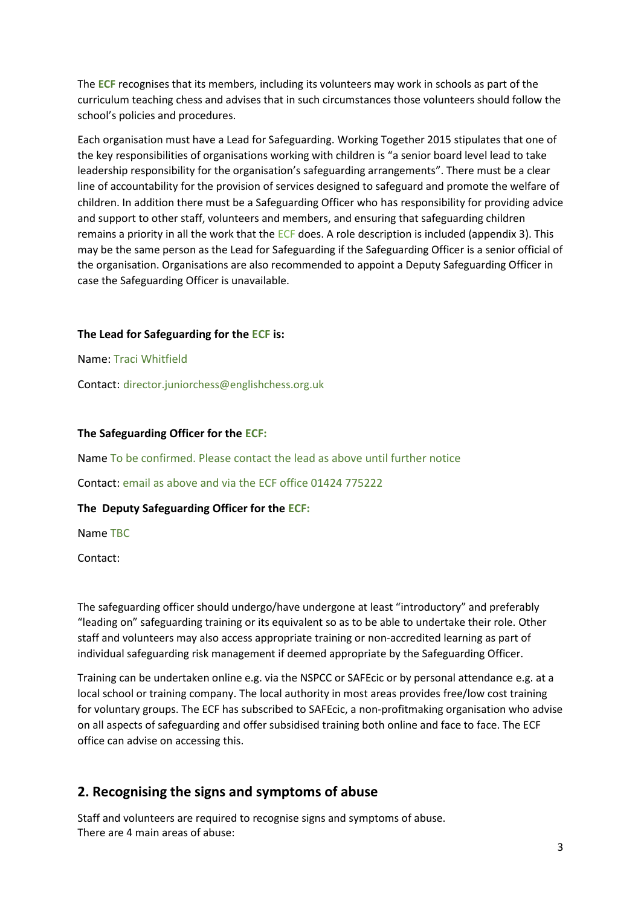The **ECF** recognises that its members, including its volunteers may work in schools as part of the curriculum teaching chess and advises that in such circumstances those volunteers should follow the school's policies and procedures.

Each organisation must have a Lead for Safeguarding. Working Together 2015 stipulates that one of the key responsibilities of organisations working with children is "a senior board level lead to take leadership responsibility for the organisation's safeguarding arrangements". There must be a clear line of accountability for the provision of services designed to safeguard and promote the welfare of children. In addition there must be a Safeguarding Officer who has responsibility for providing advice and support to other staff, volunteers and members, and ensuring that safeguarding children remains a priority in all the work that the ECF does. A role description is included (appendix 3). This may be the same person as the Lead for Safeguarding if the Safeguarding Officer is a senior official of the organisation. Organisations are also recommended to appoint a Deputy Safeguarding Officer in case the Safeguarding Officer is unavailable.

**The Lead for Safeguarding for the ECF is:**

Name: Traci Whitfield

Contact: director.juniorchess@englishchess.org.uk

**The Safeguarding Officer for the ECF:**

Name To be confirmed. Please contact the lead as above until further notice

Contact: email as above and via the ECF office 01424 775222

**The Deputy Safeguarding Officer for the ECF:**

Name TBC

Contact:

The safeguarding officer should undergo/have undergone at least "introductory" and preferably "leading on" safeguarding training or its equivalent so as to be able to undertake their role. Other staff and volunteers may also access appropriate training or non-accredited learning as part of individual safeguarding risk management if deemed appropriate by the Safeguarding Officer.

Training can be undertaken online e.g. via the NSPCC or SAFEcic or by personal attendance e.g. at a local school or training company. The local authority in most areas provides free/low cost training for voluntary groups. The ECF has subscribed to SAFEcic, a non-profitmaking organisation who advise on all aspects of safeguarding and offer subsidised training both online and face to face. The ECF office can advise on accessing this.

## 2. Recognising the signs and symptoms of abuse

Staff and volunteers are required to recognise signs and symptoms of abuse.
There are 4 main areas of abuse: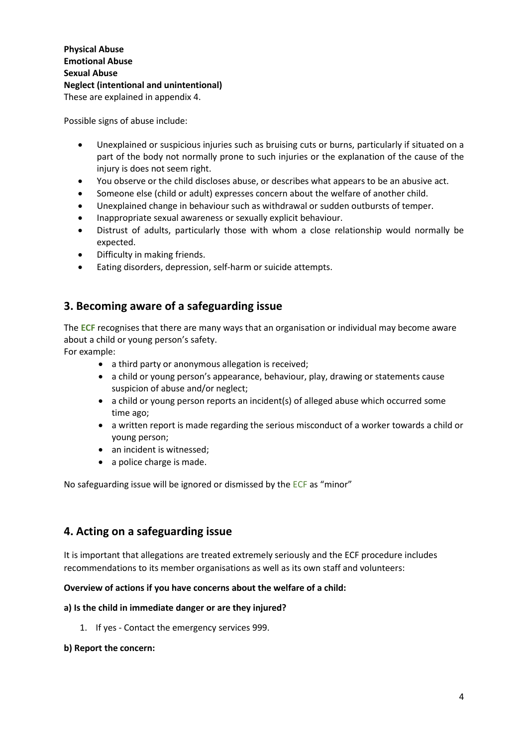**Physical Abuse**
**Emotional Abuse**
**Sexual Abuse**
**Neglect (intentional and unintentional)**
These are explained in appendix 4.

Possible signs of abuse include:

- Unexplained or suspicious injuries such as bruising cuts or burns, particularly if situated on a part of the body not normally prone to such injuries or the explanation of the cause of the injury is does not seem right.
- You observe or the child discloses abuse, or describes what appears to be an abusive act.
- Someone else (child or adult) expresses concern about the welfare of another child.
- Unexplained change in behaviour such as withdrawal or sudden outbursts of temper.
- Inappropriate sexual awareness or sexually explicit behaviour.
- Distrust of adults, particularly those with whom a close relationship would normally be expected.
- Difficulty in making friends.
- Eating disorders, depression, self-harm or suicide attempts.

## 3. Becoming aware of a safeguarding issue

The **ECF** recognises that there are many ways that an organisation or individual may become aware about a child or young person's safety.
For example:

- a third party or anonymous allegation is received;
- a child or young person's appearance, behaviour, play, drawing or statements cause suspicion of abuse and/or neglect;
- a child or young person reports an incident(s) of alleged abuse which occurred some time ago;
- a written report is made regarding the serious misconduct of a worker towards a child or young person;
- an incident is witnessed;
- a police charge is made.

No safeguarding issue will be ignored or dismissed by the ECF as "minor"

## 4. Acting on a safeguarding issue

It is important that allegations are treated extremely seriously and the ECF procedure includes recommendations to its member organisations as well as its own staff and volunteers:

**Overview of actions if you have concerns about the welfare of a child:**

**a) Is the child in immediate danger or are they injured?**

1. If yes - Contact the emergency services 999.

**b) Report the concern:**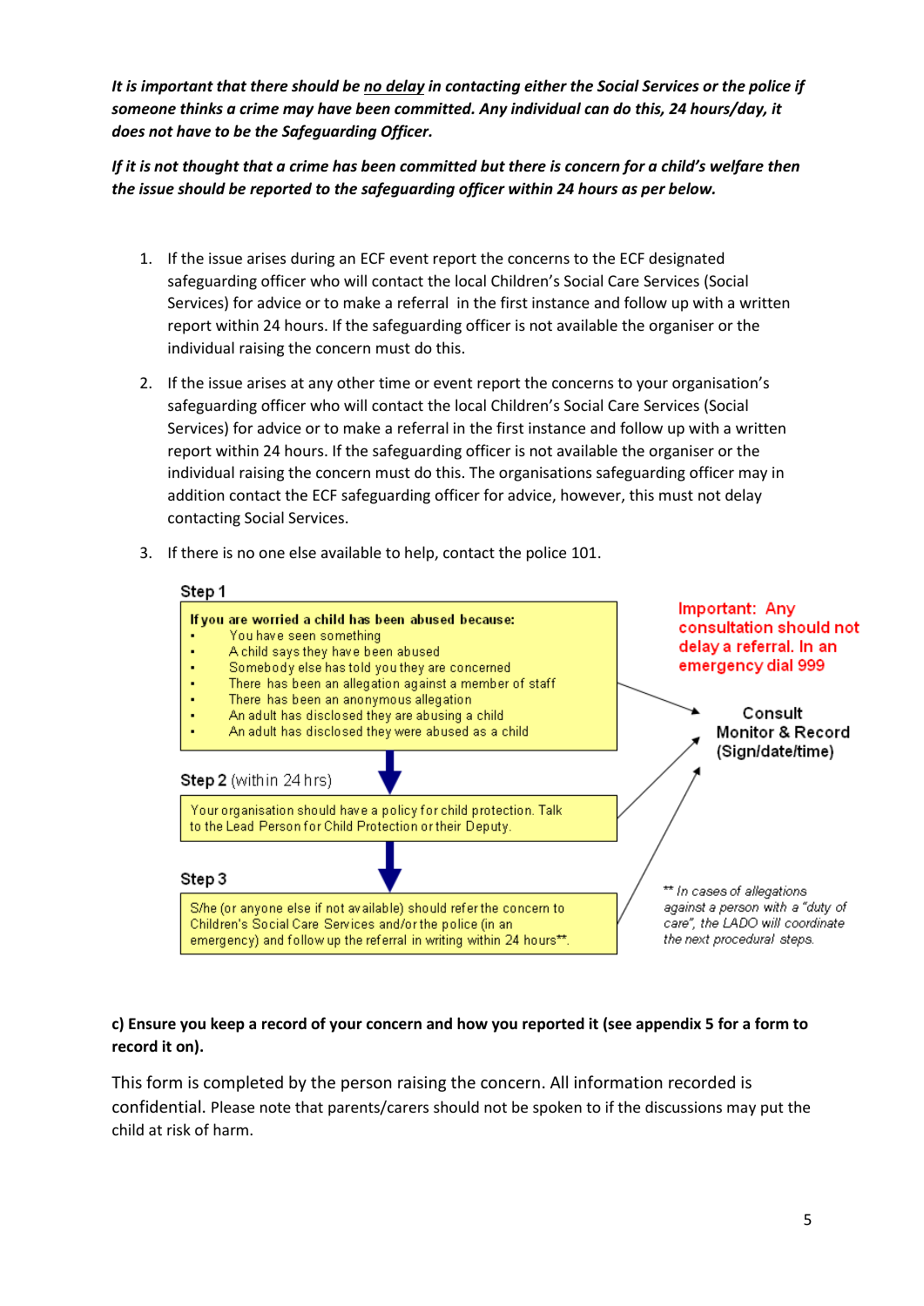***It is important that there should be <u>no delay</u> in contacting either the Social Services or the police if someone thinks a crime may have been committed. Any individual can do this, 24 hours/day, it does not have to be the Safeguarding Officer.***

***If it is not thought that a crime has been committed but there is concern for a child's welfare then the issue should be reported to the safeguarding officer within 24 hours as per below.***

1. If the issue arises during an ECF event report the concerns to the ECF designated safeguarding officer who will contact the local Children's Social Care Services (Social Services) for advice or to make a referral in the first instance and follow up with a written report within 24 hours. If the safeguarding officer is not available the organiser or the individual raising the concern must do this.
2. If the issue arises at any other time or event report the concerns to your organisation's safeguarding officer who will contact the local Children's Social Care Services (Social Services) for advice or to make a referral in the first instance and follow up with a written report within 24 hours. If the safeguarding officer is not available the organiser or the individual raising the concern must do this. The organisations safeguarding officer may in addition contact the ECF safeguarding officer for advice, however, this must not delay contacting Social Services.
3. If there is no one else available to help, contact the police 101.

**Step 1**

**If you are worried a child has been abused because:**
- You have seen something
- A child says they have been abused
- Somebody else has told you they are concerned
- There has been an allegation against a member of staff
- There has been an anonymous allegation
- An adult has disclosed they are abusing a child
- An adult has disclosed they were abused as a child

**Step 2** (within 24 hrs)

Your organisation should have a policy for child protection. Talk to the Lead Person for Child Protection or their Deputy.

**Step 3**

S/he (or anyone else if not available) should refer the concern to Children's Social Care Services and/or the police (in an emergency) and follow up the referral in writing within 24 hours**.

**Important: Any consultation should not delay a referral. In an emergency dial 999**

**Consult**
**Monitor & Record**
**(Sign/date/time)**

*** In cases of allegations against a person with a "duty of care", the LADO will coordinate the next procedural steps.*

**c) Ensure you keep a record of your concern and how you reported it (see appendix 5 for a form to record it on).**

This form is completed by the person raising the concern. All information recorded is confidential. Please note that parents/carers should not be spoken to if the discussions may put the child at risk of harm.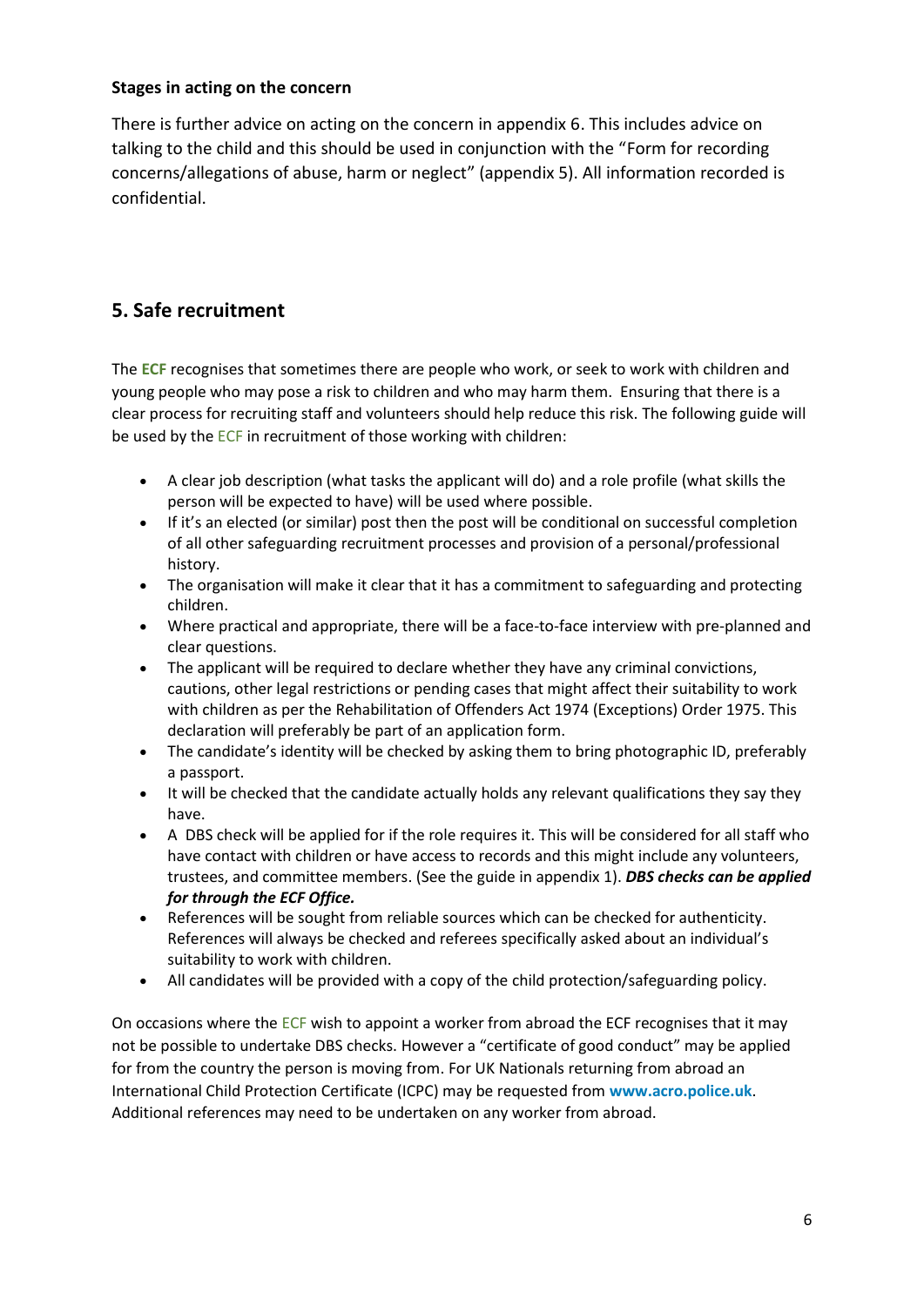**Stages in acting on the concern**

There is further advice on acting on the concern in appendix 6. This includes advice on talking to the child and this should be used in conjunction with the "Form for recording concerns/allegations of abuse, harm or neglect" (appendix 5). All information recorded is confidential.

## 5. Safe recruitment

The **ECF** recognises that sometimes there are people who work, or seek to work with children and young people who may pose a risk to children and who may harm them. Ensuring that there is a clear process for recruiting staff and volunteers should help reduce this risk. The following guide will be used by the ECF in recruitment of those working with children:

- A clear job description (what tasks the applicant will do) and a role profile (what skills the person will be expected to have) will be used where possible.
- If it's an elected (or similar) post then the post will be conditional on successful completion of all other safeguarding recruitment processes and provision of a personal/professional history.
- The organisation will make it clear that it has a commitment to safeguarding and protecting children.
- Where practical and appropriate, there will be a face-to-face interview with pre-planned and clear questions.
- The applicant will be required to declare whether they have any criminal convictions, cautions, other legal restrictions or pending cases that might affect their suitability to work with children as per the Rehabilitation of Offenders Act 1974 (Exceptions) Order 1975. This declaration will preferably be part of an application form.
- The candidate's identity will be checked by asking them to bring photographic ID, preferably a passport.
- It will be checked that the candidate actually holds any relevant qualifications they say they have.
- A DBS check will be applied for if the role requires it. This will be considered for all staff who have contact with children or have access to records and this might include any volunteers, trustees, and committee members. (See the guide in appendix 1). ***DBS checks can be applied for through the ECF Office.***
- References will be sought from reliable sources which can be checked for authenticity. References will always be checked and referees specifically asked about an individual's suitability to work with children.
- All candidates will be provided with a copy of the child protection/safeguarding policy.

On occasions where the ECF wish to appoint a worker from abroad the ECF recognises that it may not be possible to undertake DBS checks. However a "certificate of good conduct" may be applied for from the country the person is moving from. For UK Nationals returning from abroad an International Child Protection Certificate (ICPC) may be requested from **www.acro.police.uk**. Additional references may need to be undertaken on any worker from abroad.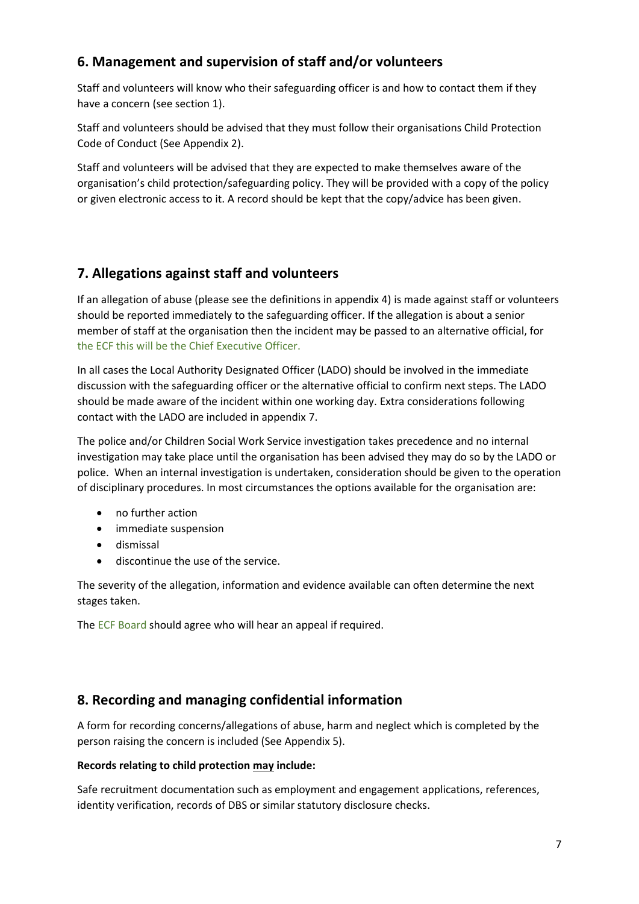## 6. Management and supervision of staff and/or volunteers

Staff and volunteers will know who their safeguarding officer is and how to contact them if they have a concern (see section 1).

Staff and volunteers should be advised that they must follow their organisations Child Protection Code of Conduct (See Appendix 2).

Staff and volunteers will be advised that they are expected to make themselves aware of the organisation's child protection/safeguarding policy. They will be provided with a copy of the policy or given electronic access to it. A record should be kept that the copy/advice has been given.

## 7. Allegations against staff and volunteers

If an allegation of abuse (please see the definitions in appendix 4) is made against staff or volunteers should be reported immediately to the safeguarding officer. If the allegation is about a senior member of staff at the organisation then the incident may be passed to an alternative official, for the ECF this will be the Chief Executive Officer.

In all cases the Local Authority Designated Officer (LADO) should be involved in the immediate discussion with the safeguarding officer or the alternative official to confirm next steps. The LADO should be made aware of the incident within one working day. Extra considerations following contact with the LADO are included in appendix 7.

The police and/or Children Social Work Service investigation takes precedence and no internal investigation may take place until the organisation has been advised they may do so by the LADO or police. When an internal investigation is undertaken, consideration should be given to the operation of disciplinary procedures. In most circumstances the options available for the organisation are:

- no further action
- immediate suspension
- dismissal
- discontinue the use of the service.

The severity of the allegation, information and evidence available can often determine the next stages taken.

The ECF Board should agree who will hear an appeal if required.

## 8. Recording and managing confidential information

A form for recording concerns/allegations of abuse, harm and neglect which is completed by the person raising the concern is included (See Appendix 5).

**Records relating to child protection <u>may</u> include:**

Safe recruitment documentation such as employment and engagement applications, references, identity verification, records of DBS or similar statutory disclosure checks.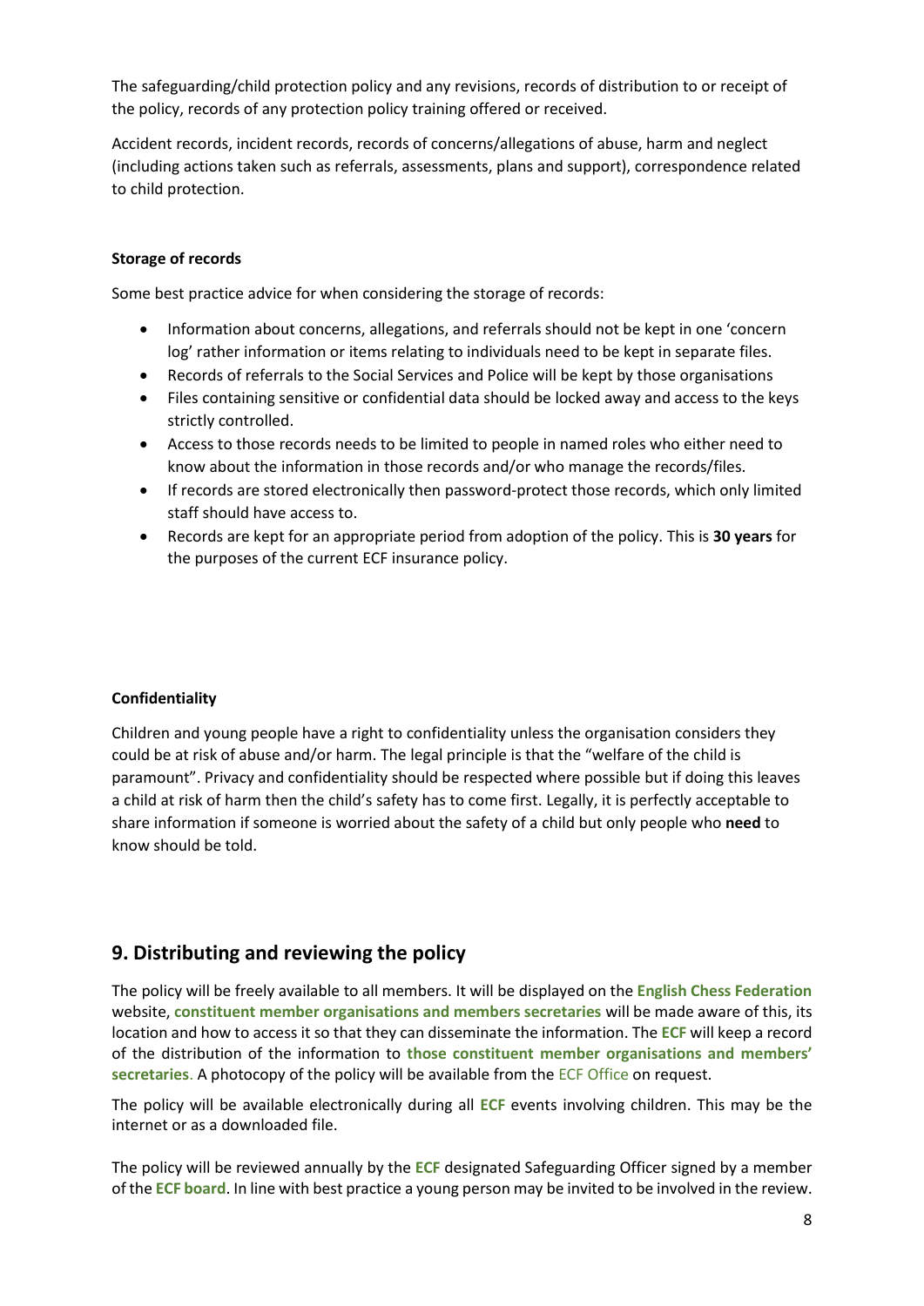The safeguarding/child protection policy and any revisions, records of distribution to or receipt of the policy, records of any protection policy training offered or received.

Accident records, incident records, records of concerns/allegations of abuse, harm and neglect (including actions taken such as referrals, assessments, plans and support), correspondence related to child protection.

**Storage of records**

Some best practice advice for when considering the storage of records:

- Information about concerns, allegations, and referrals should not be kept in one 'concern log' rather information or items relating to individuals need to be kept in separate files.
- Records of referrals to the Social Services and Police will be kept by those organisations
- Files containing sensitive or confidential data should be locked away and access to the keys strictly controlled.
- Access to those records needs to be limited to people in named roles who either need to know about the information in those records and/or who manage the records/files.
- If records are stored electronically then password-protect those records, which only limited staff should have access to.
- Records are kept for an appropriate period from adoption of the policy. This is **30 years** for the purposes of the current ECF insurance policy.

**Confidentiality**

Children and young people have a right to confidentiality unless the organisation considers they could be at risk of abuse and/or harm. The legal principle is that the "welfare of the child is paramount". Privacy and confidentiality should be respected where possible but if doing this leaves a child at risk of harm then the child's safety has to come first. Legally, it is perfectly acceptable to share information if someone is worried about the safety of a child but only people who **need** to know should be told.

## 9. Distributing and reviewing the policy

The policy will be freely available to all members. It will be displayed on the **English Chess Federation** website, **constituent member organisations and members secretaries** will be made aware of this, its location and how to access it so that they can disseminate the information. The **ECF** will keep a record of the distribution of the information to **those constituent member organisations and members' secretaries**. A photocopy of the policy will be available from the ECF Office on request.

The policy will be available electronically during all **ECF** events involving children. This may be the internet or as a downloaded file.

The policy will be reviewed annually by the **ECF** designated Safeguarding Officer signed by a member of the **ECF board**. In line with best practice a young person may be invited to be involved in the review.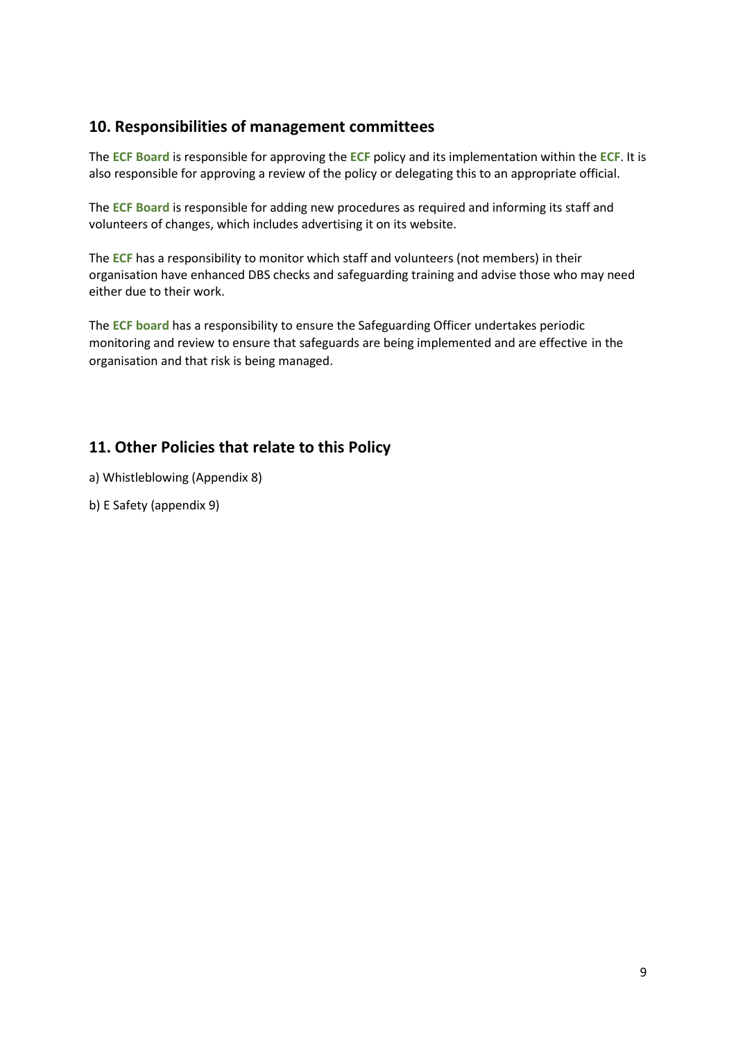## 10. Responsibilities of management committees

The **ECF Board** is responsible for approving the **ECF** policy and its implementation within the **ECF**. It is also responsible for approving a review of the policy or delegating this to an appropriate official.

The **ECF Board** is responsible for adding new procedures as required and informing its staff and volunteers of changes, which includes advertising it on its website.

The **ECF** has a responsibility to monitor which staff and volunteers (not members) in their organisation have enhanced DBS checks and safeguarding training and advise those who may need either due to their work.

The **ECF board** has a responsibility to ensure the Safeguarding Officer undertakes periodic monitoring and review to ensure that safeguards are being implemented and are effective in the organisation and that risk is being managed.

## 11. Other Policies that relate to this Policy

a) Whistleblowing (Appendix 8)

b) E Safety (appendix 9)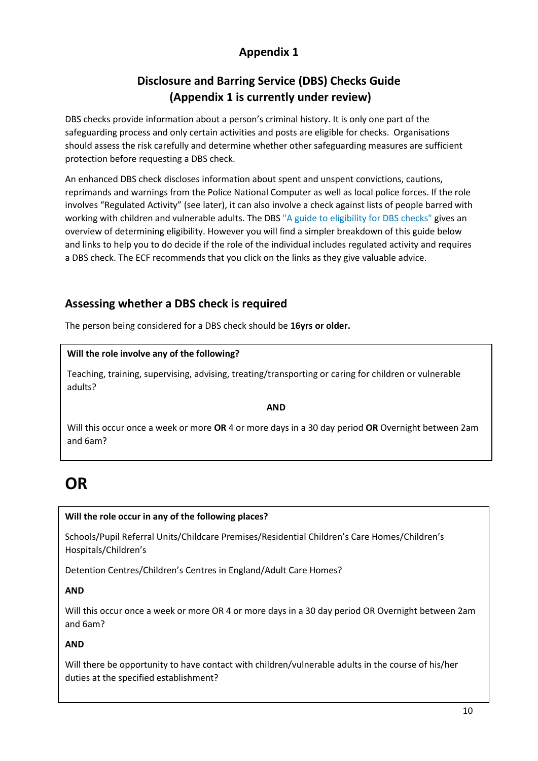# Appendix 1

## Disclosure and Barring Service (DBS) Checks Guide (Appendix 1 is currently under review)

DBS checks provide information about a person's criminal history. It is only one part of the safeguarding process and only certain activities and posts are eligible for checks. Organisations should assess the risk carefully and determine whether other safeguarding measures are sufficient protection before requesting a DBS check.

An enhanced DBS check discloses information about spent and unspent convictions, cautions, reprimands and warnings from the Police National Computer as well as local police forces. If the role involves "Regulated Activity" (see later), it can also involve a check against lists of people barred with working with children and vulnerable adults. The DBS "A guide to eligibility for DBS checks" gives an overview of determining eligibility. However you will find a simpler breakdown of this guide below and links to help you to do decide if the role of the individual includes regulated activity and requires a DBS check. The ECF recommends that you click on the links as they give valuable advice.

### Assessing whether a DBS check is required

The person being considered for a DBS check should be **16yrs or older.**

**Will the role involve any of the following?**

Teaching, training, supervising, advising, treating/transporting or caring for children or vulnerable adults?

**AND**

Will this occur once a week or more **OR** 4 or more days in a 30 day period **OR** Overnight between 2am and 6am?

# OR

**Will the role occur in any of the following places?**

Schools/Pupil Referral Units/Childcare Premises/Residential Children's Care Homes/Children's Hospitals/Children's

Detention Centres/Children's Centres in England/Adult Care Homes?

**AND**

Will this occur once a week or more OR 4 or more days in a 30 day period OR Overnight between 2am and 6am?

**AND**

Will there be opportunity to have contact with children/vulnerable adults in the course of his/her duties at the specified establishment?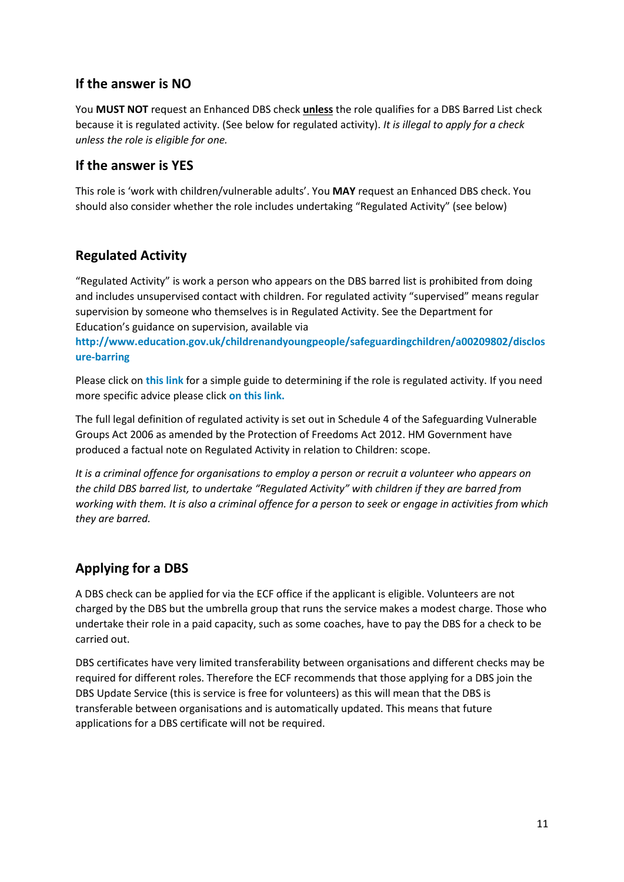## If the answer is NO

You **MUST NOT** request an Enhanced DBS check **unless** the role qualifies for a DBS Barred List check because it is regulated activity. (See below for regulated activity). *It is illegal to apply for a check unless the role is eligible for one.*

## If the answer is YES

This role is 'work with children/vulnerable adults'. You **MAY** request an Enhanced DBS check. You should also consider whether the role includes undertaking "Regulated Activity" (see below)

## Regulated Activity

"Regulated Activity" is work a person who appears on the DBS barred list is prohibited from doing and includes unsupervised contact with children. For regulated activity "supervised" means regular supervision by someone who themselves is in Regulated Activity. See the Department for Education's guidance on supervision, available via **http://www.education.gov.uk/childrenandyoungpeople/safeguardingchildren/a00209802/disclosure-barring**

Please click on **this link** for a simple guide to determining if the role is regulated activity. If you need more specific advice please click **on this link.**

The full legal definition of regulated activity is set out in Schedule 4 of the Safeguarding Vulnerable Groups Act 2006 as amended by the Protection of Freedoms Act 2012. HM Government have produced a factual note on Regulated Activity in relation to Children: scope.

*It is a criminal offence for organisations to employ a person or recruit a volunteer who appears on the child DBS barred list, to undertake "Regulated Activity" with children if they are barred from working with them. It is also a criminal offence for a person to seek or engage in activities from which they are barred.*

## Applying for a DBS

A DBS check can be applied for via the ECF office if the applicant is eligible. Volunteers are not charged by the DBS but the umbrella group that runs the service makes a modest charge. Those who undertake their role in a paid capacity, such as some coaches, have to pay the DBS for a check to be carried out.

DBS certificates have very limited transferability between organisations and different checks may be required for different roles. Therefore the ECF recommends that those applying for a DBS join the DBS Update Service (this is service is free for volunteers) as this will mean that the DBS is transferable between organisations and is automatically updated. This means that future applications for a DBS certificate will not be required.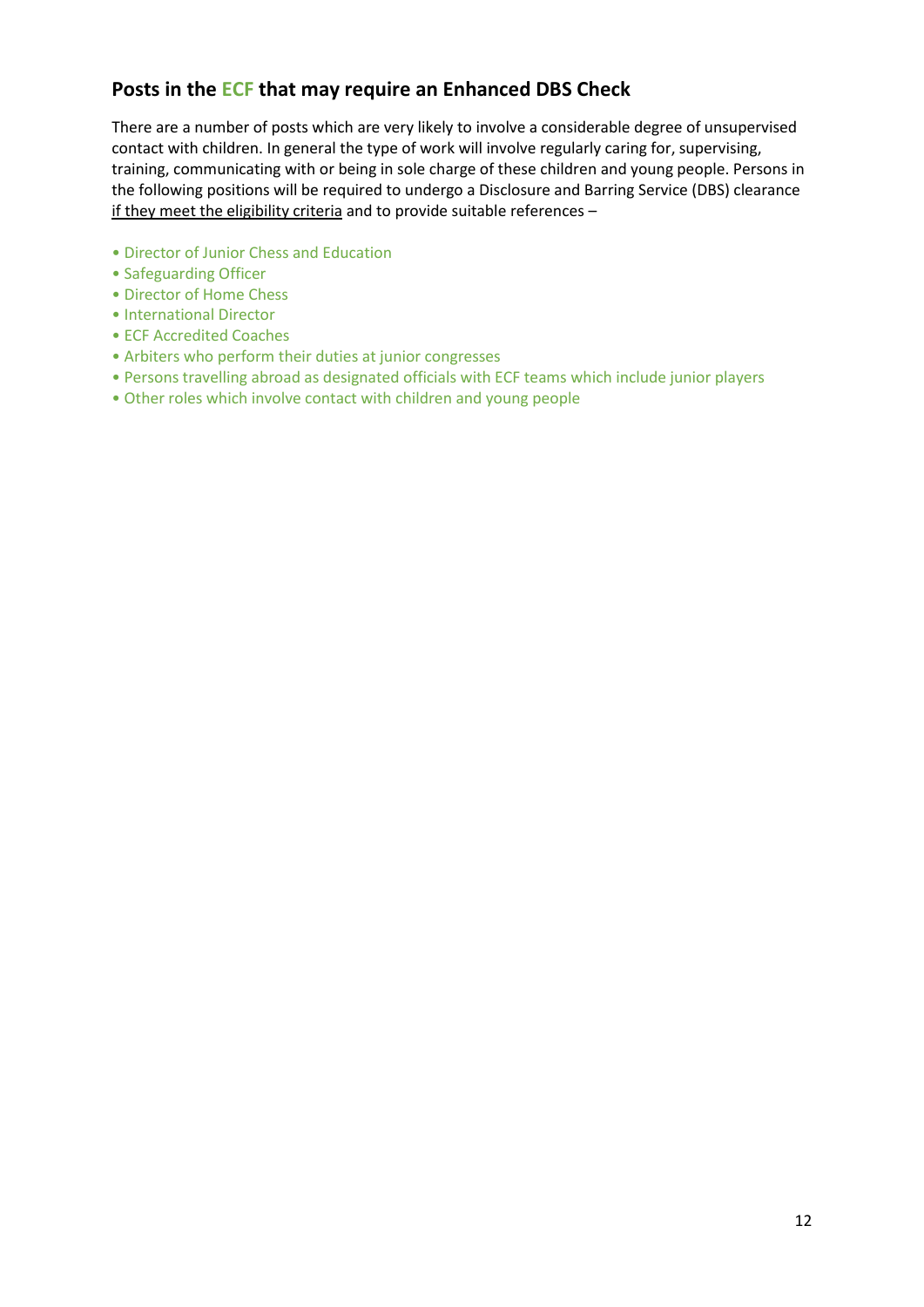## Posts in the ECF that may require an Enhanced DBS Check

There are a number of posts which are very likely to involve a considerable degree of unsupervised contact with children. In general the type of work will involve regularly caring for, supervising, training, communicating with or being in sole charge of these children and young people. Persons in the following positions will be required to undergo a Disclosure and Barring Service (DBS) clearance if they meet the eligibility criteria and to provide suitable references –

- Director of Junior Chess and Education
- Safeguarding Officer
- Director of Home Chess
- International Director
- ECF Accredited Coaches
- Arbiters who perform their duties at junior congresses
- Persons travelling abroad as designated officials with ECF teams which include junior players
- Other roles which involve contact with children and young people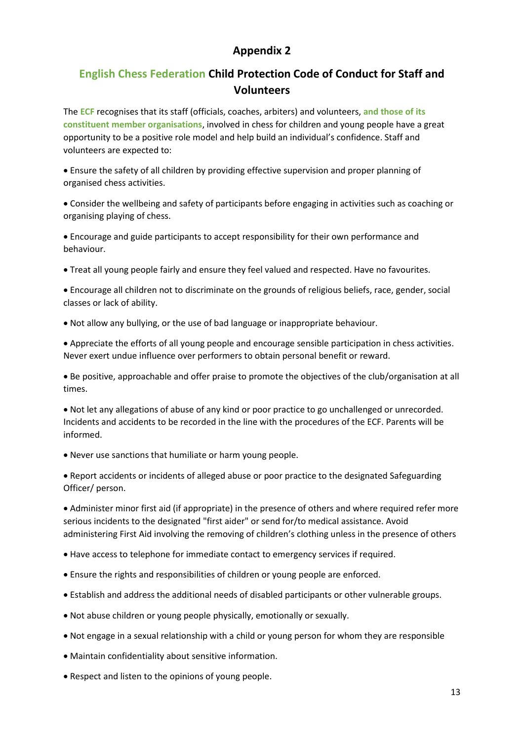## Appendix 2

## English Chess Federation Child Protection Code of Conduct for Staff and Volunteers

The ECF recognises that its staff (officials, coaches, arbiters) and volunteers, and those of its constituent member organisations, involved in chess for children and young people have a great opportunity to be a positive role model and help build an individual's confidence. Staff and volunteers are expected to:

- Ensure the safety of all children by providing effective supervision and proper planning of organised chess activities.
- Consider the wellbeing and safety of participants before engaging in activities such as coaching or organising playing of chess.
- Encourage and guide participants to accept responsibility for their own performance and behaviour.
- Treat all young people fairly and ensure they feel valued and respected. Have no favourites.
- Encourage all children not to discriminate on the grounds of religious beliefs, race, gender, social classes or lack of ability.
- Not allow any bullying, or the use of bad language or inappropriate behaviour.
- Appreciate the efforts of all young people and encourage sensible participation in chess activities. Never exert undue influence over performers to obtain personal benefit or reward.
- Be positive, approachable and offer praise to promote the objectives of the club/organisation at all times.
- Not let any allegations of abuse of any kind or poor practice to go unchallenged or unrecorded. Incidents and accidents to be recorded in the line with the procedures of the ECF. Parents will be informed.
- Never use sanctions that humiliate or harm young people.
- Report accidents or incidents of alleged abuse or poor practice to the designated Safeguarding Officer/ person.
- Administer minor first aid (if appropriate) in the presence of others and where required refer more serious incidents to the designated "first aider" or send for/to medical assistance. Avoid administering First Aid involving the removing of children's clothing unless in the presence of others
- Have access to telephone for immediate contact to emergency services if required.
- Ensure the rights and responsibilities of children or young people are enforced.
- Establish and address the additional needs of disabled participants or other vulnerable groups.
- Not abuse children or young people physically, emotionally or sexually.
- Not engage in a sexual relationship with a child or young person for whom they are responsible
- Maintain confidentiality about sensitive information.
- Respect and listen to the opinions of young people.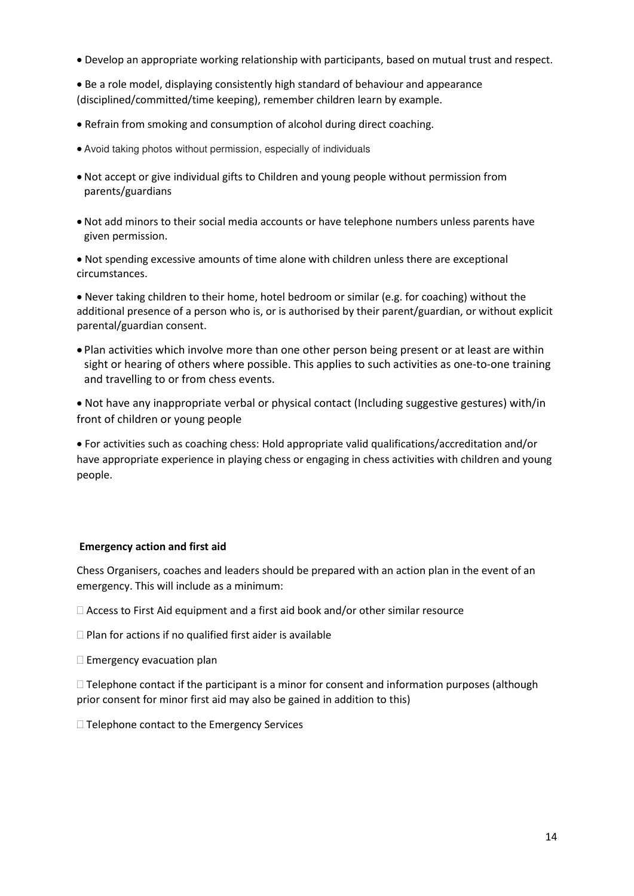- Develop an appropriate working relationship with participants, based on mutual trust and respect.
- Be a role model, displaying consistently high standard of behaviour and appearance (disciplined/committed/time keeping), remember children learn by example.
- Refrain from smoking and consumption of alcohol during direct coaching.
- Avoid taking photos without permission, especially of individuals
- Not accept or give individual gifts to Children and young people without permission from parents/guardians
- Not add minors to their social media accounts or have telephone numbers unless parents have given permission.
- Not spending excessive amounts of time alone with children unless there are exceptional circumstances.
- Never taking children to their home, hotel bedroom or similar (e.g. for coaching) without the additional presence of a person who is, or is authorised by their parent/guardian, or without explicit parental/guardian consent.
- Plan activities which involve more than one other person being present or at least are within sight or hearing of others where possible. This applies to such activities as one-to-one training and travelling to or from chess events.
- Not have any inappropriate verbal or physical contact (Including suggestive gestures) with/in front of children or young people
- For activities such as coaching chess: Hold appropriate valid qualifications/accreditation and/or have appropriate experience in playing chess or engaging in chess activities with children and young people.

**Emergency action and first aid**

Chess Organisers, coaches and leaders should be prepared with an action plan in the event of an emergency. This will include as a minimum:

- Access to First Aid equipment and a first aid book and/or other similar resource
- Plan for actions if no qualified first aider is available
- Emergency evacuation plan
- Telephone contact if the participant is a minor for consent and information purposes (although prior consent for minor first aid may also be gained in addition to this)
- Telephone contact to the Emergency Services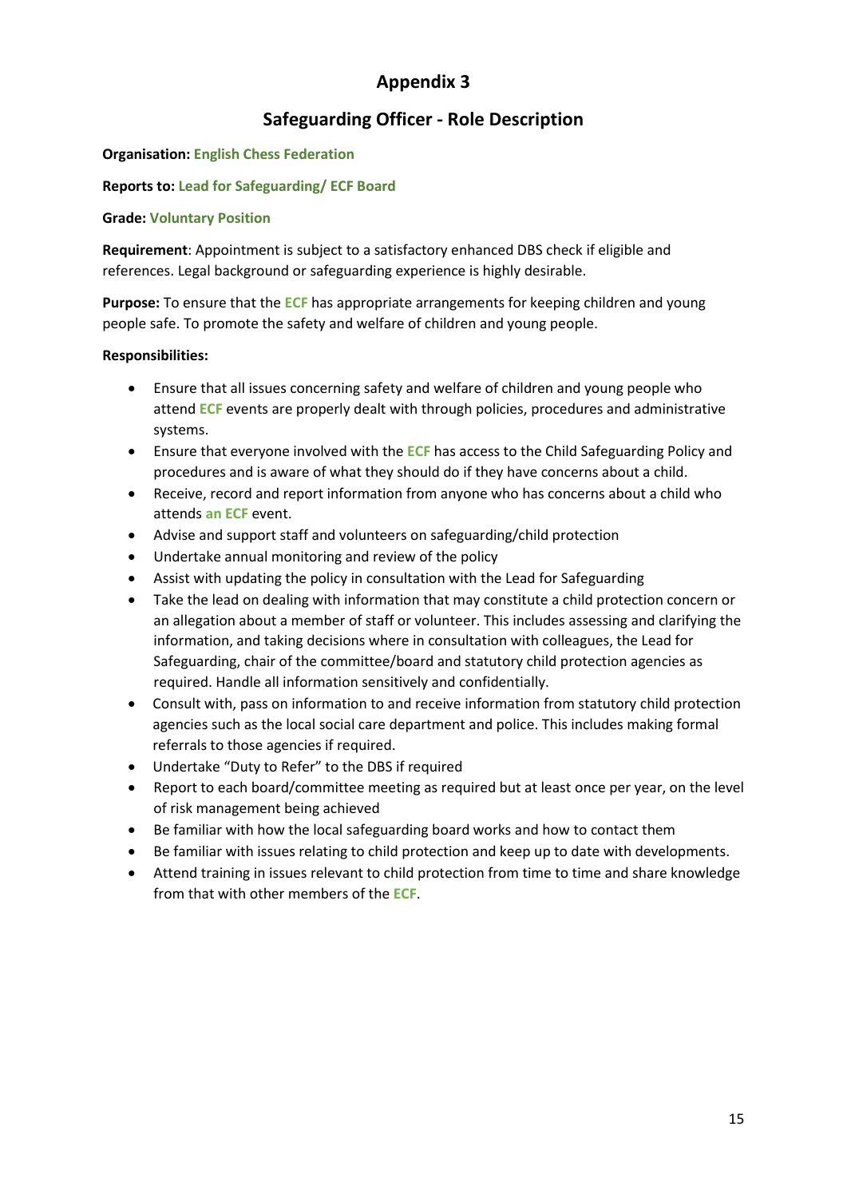# Appendix 3

## Safeguarding Officer - Role Description

**Organisation:** **English Chess Federation**

**Reports to:** **Lead for Safeguarding/ ECF Board**

**Grade:** **Voluntary Position**

**Requirement**: Appointment is subject to a satisfactory enhanced DBS check if eligible and references. Legal background or safeguarding experience is highly desirable.

**Purpose:** To ensure that the ECF has appropriate arrangements for keeping children and young people safe. To promote the safety and welfare of children and young people.

**Responsibilities:**

- Ensure that all issues concerning safety and welfare of children and young people who attend ECF events are properly dealt with through policies, procedures and administrative systems.
- Ensure that everyone involved with the ECF has access to the Child Safeguarding Policy and procedures and is aware of what they should do if they have concerns about a child.
- Receive, record and report information from anyone who has concerns about a child who attends an ECF event.
- Advise and support staff and volunteers on safeguarding/child protection
- Undertake annual monitoring and review of the policy
- Assist with updating the policy in consultation with the Lead for Safeguarding
- Take the lead on dealing with information that may constitute a child protection concern or an allegation about a member of staff or volunteer. This includes assessing and clarifying the information, and taking decisions where in consultation with colleagues, the Lead for Safeguarding, chair of the committee/board and statutory child protection agencies as required. Handle all information sensitively and confidentially.
- Consult with, pass on information to and receive information from statutory child protection agencies such as the local social care department and police. This includes making formal referrals to those agencies if required.
- Undertake "Duty to Refer" to the DBS if required
- Report to each board/committee meeting as required but at least once per year, on the level of risk management being achieved
- Be familiar with how the local safeguarding board works and how to contact them
- Be familiar with issues relating to child protection and keep up to date with developments.
- Attend training in issues relevant to child protection from time to time and share knowledge from that with other members of the ECF.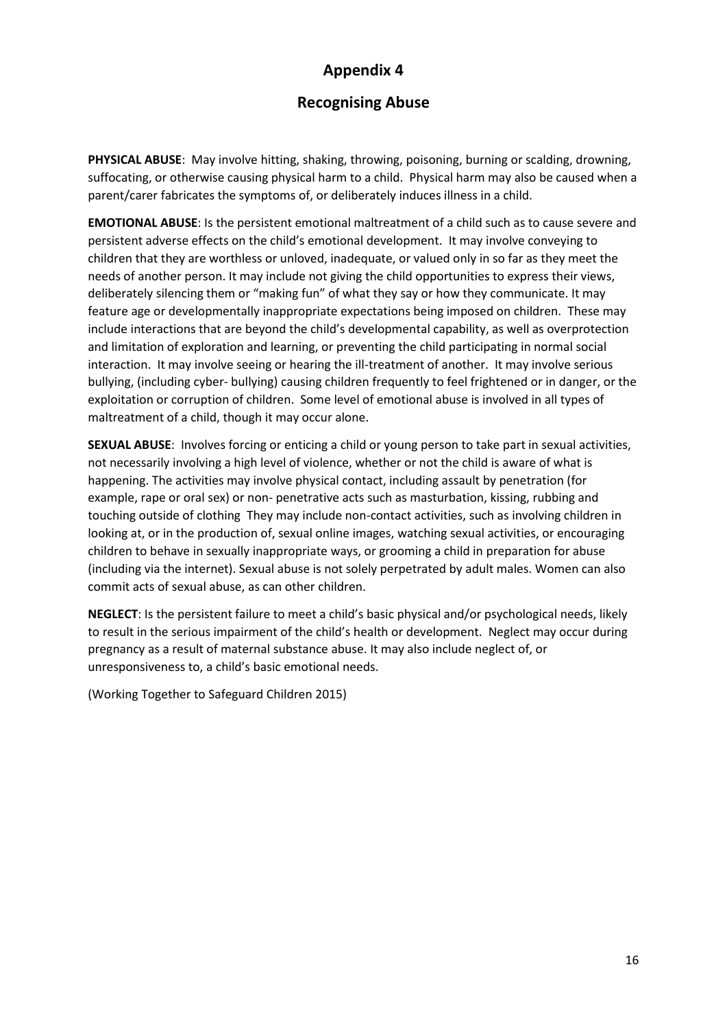# Appendix 4

## Recognising Abuse

**PHYSICAL ABUSE**: May involve hitting, shaking, throwing, poisoning, burning or scalding, drowning, suffocating, or otherwise causing physical harm to a child. Physical harm may also be caused when a parent/carer fabricates the symptoms of, or deliberately induces illness in a child.

**EMOTIONAL ABUSE**: Is the persistent emotional maltreatment of a child such as to cause severe and persistent adverse effects on the child's emotional development. It may involve conveying to children that they are worthless or unloved, inadequate, or valued only in so far as they meet the needs of another person. It may include not giving the child opportunities to express their views, deliberately silencing them or "making fun" of what they say or how they communicate. It may feature age or developmentally inappropriate expectations being imposed on children. These may include interactions that are beyond the child's developmental capability, as well as overprotection and limitation of exploration and learning, or preventing the child participating in normal social interaction. It may involve seeing or hearing the ill-treatment of another. It may involve serious bullying, (including cyber- bullying) causing children frequently to feel frightened or in danger, or the exploitation or corruption of children. Some level of emotional abuse is involved in all types of maltreatment of a child, though it may occur alone.

**SEXUAL ABUSE**: Involves forcing or enticing a child or young person to take part in sexual activities, not necessarily involving a high level of violence, whether or not the child is aware of what is happening. The activities may involve physical contact, including assault by penetration (for example, rape or oral sex) or non- penetrative acts such as masturbation, kissing, rubbing and touching outside of clothing They may include non-contact activities, such as involving children in looking at, or in the production of, sexual online images, watching sexual activities, or encouraging children to behave in sexually inappropriate ways, or grooming a child in preparation for abuse (including via the internet). Sexual abuse is not solely perpetrated by adult males. Women can also commit acts of sexual abuse, as can other children.

**NEGLECT**: Is the persistent failure to meet a child's basic physical and/or psychological needs, likely to result in the serious impairment of the child's health or development. Neglect may occur during pregnancy as a result of maternal substance abuse. It may also include neglect of, or unresponsiveness to, a child's basic emotional needs.

(Working Together to Safeguard Children 2015)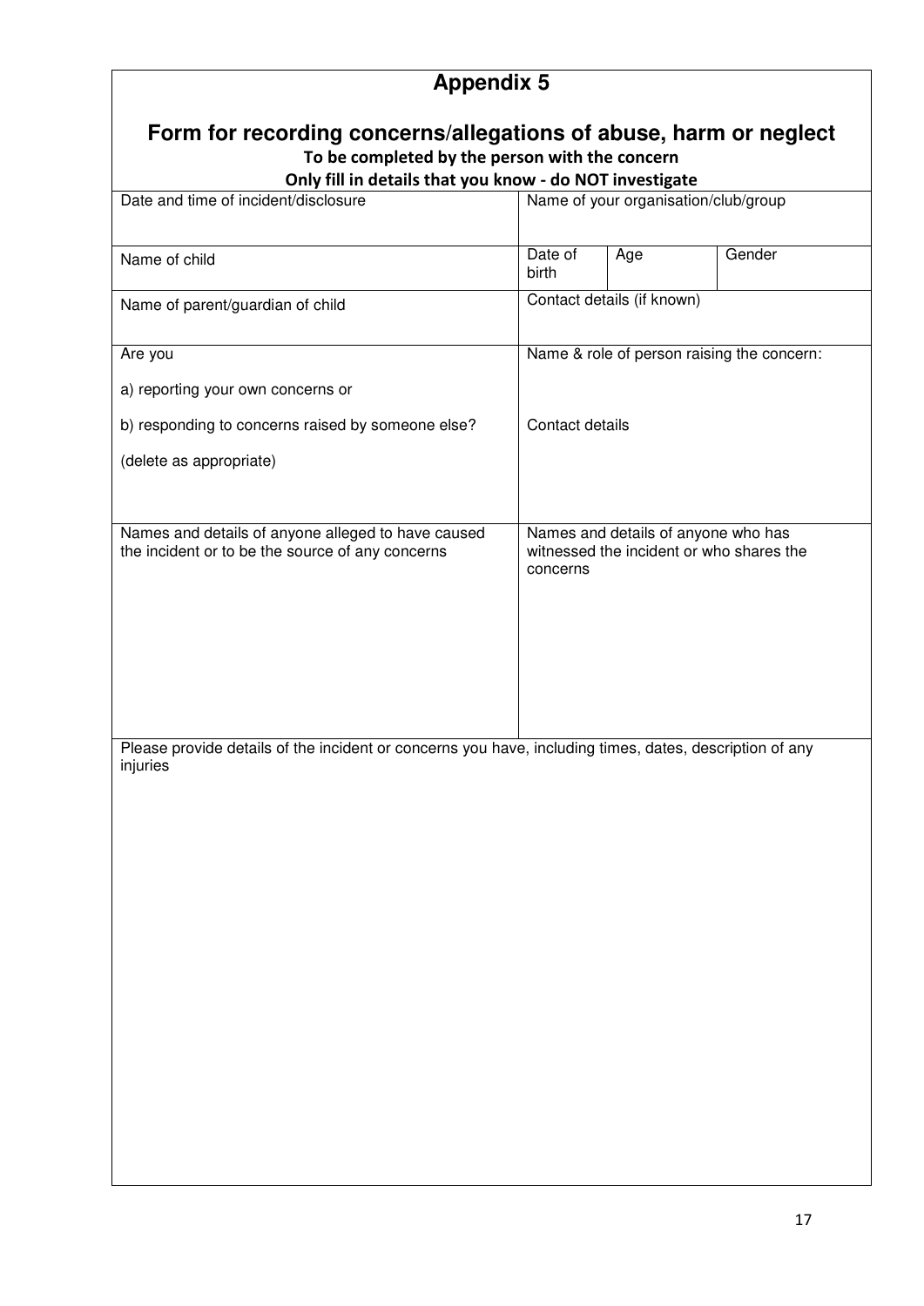# Appendix 5

## Form for recording concerns/allegations of abuse, harm or neglect

**To be completed by the person with the concern**

**Only fill in details that you know - do NOT investigate**

| Date and time of incident/disclosure | Name of your organisation/club/group | | |
|---|---|---|---|
| Name of child | Date of birth | Age | Gender |
| Name of parent/guardian of child | Contact details (if known) | | |
| Are you<br><br>a) reporting your own concerns or<br><br>b) responding to concerns raised by someone else?<br><br>(delete as appropriate) | Name & role of person raising the concern:<br><br>Contact details | | |
| Names and details of anyone alleged to have caused the incident or to be the source of any concerns | Names and details of anyone who has witnessed the incident or who shares the concerns | | |
| Please provide details of the incident or concerns you have, including times, dates, description of any injuries | | | |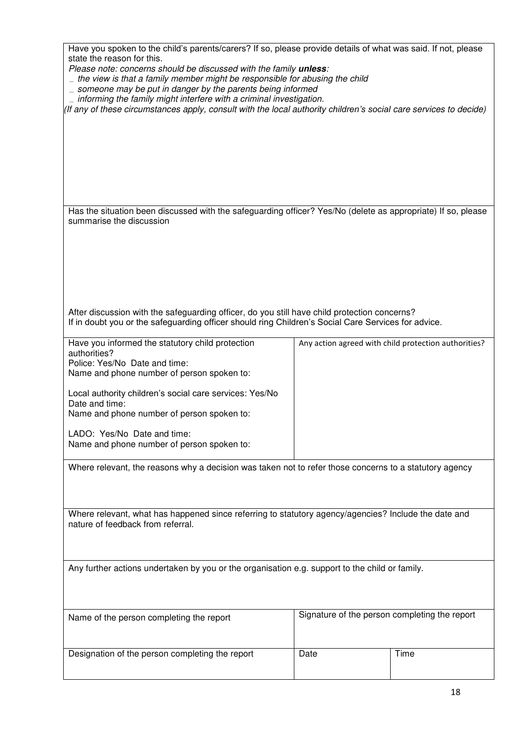| |
|---|
| Have you spoken to the child's parents/carers? If so, please provide details of what was said. If not, please state the reason for this.<br>*Please note: concerns should be discussed with the family **unless**:*<br>*_ the view is that a family member might be responsible for abusing the child*<br>*_ someone may be put in danger by the parents being informed*<br>*_ informing the family might interfere with a criminal investigation.*<br>*(If any of these circumstances apply, consult with the local authority children's social care services to decide)* |
| Has the situation been discussed with the safeguarding officer? Yes/No (delete as appropriate) If so, please summarise the discussion<br><br>After discussion with the safeguarding officer, do you still have child protection concerns?<br>If in doubt you or the safeguarding officer should ring Children's Social Care Services for advice. |

| Have you informed the statutory child protection authorities? | Any action agreed with child protection authorities? |
|---|---|
| Police: Yes/No Date and time:<br>Name and phone number of person spoken to:<br><br>Local authority children's social care services: Yes/No<br>Date and time:<br>Name and phone number of person spoken to:<br><br>LADO: Yes/No Date and time:<br>Name and phone number of person spoken to: | |

| |
|---|
| Where relevant, the reasons why a decision was taken not to refer those concerns to a statutory agency |
| Where relevant, what has happened since referring to statutory agency/agencies? Include the date and nature of feedback from referral. |
| Any further actions undertaken by you or the organisation e.g. support to the child or family. |

| Name of the person completing the report | Signature of the person completing the report | |
|---|---|---|
| Designation of the person completing the report | Date | Time |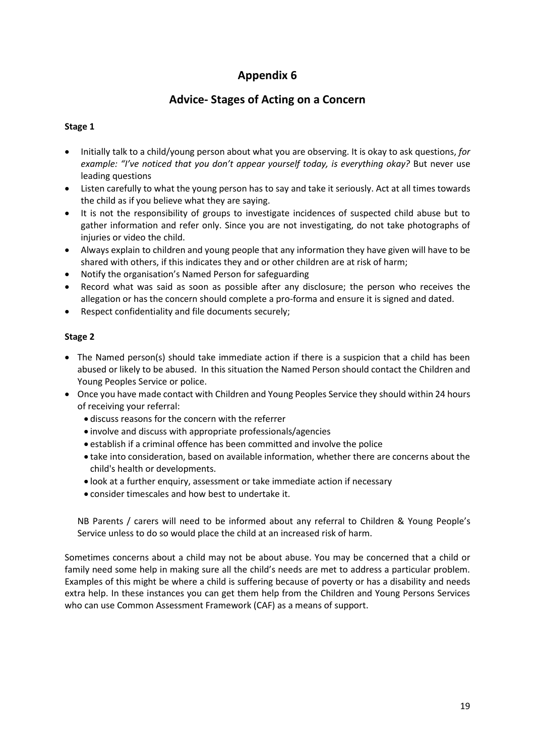# Appendix 6

## Advice- Stages of Acting on a Concern

**Stage 1**

- Initially talk to a child/young person about what you are observing. It is okay to ask questions, *for example: "I've noticed that you don't appear yourself today, is everything okay?* But never use leading questions
- Listen carefully to what the young person has to say and take it seriously. Act at all times towards the child as if you believe what they are saying.
- It is not the responsibility of groups to investigate incidences of suspected child abuse but to gather information and refer only. Since you are not investigating, do not take photographs of injuries or video the child.
- Always explain to children and young people that any information they have given will have to be shared with others, if this indicates they and or other children are at risk of harm;
- Notify the organisation's Named Person for safeguarding
- Record what was said as soon as possible after any disclosure; the person who receives the allegation or has the concern should complete a pro-forma and ensure it is signed and dated.
- Respect confidentiality and file documents securely;

**Stage 2**

- The Named person(s) should take immediate action if there is a suspicion that a child has been abused or likely to be abused. In this situation the Named Person should contact the Children and Young Peoples Service or police.
- Once you have made contact with Children and Young Peoples Service they should within 24 hours of receiving your referral:
  - discuss reasons for the concern with the referrer
  - involve and discuss with appropriate professionals/agencies
  - establish if a criminal offence has been committed and involve the police
  - take into consideration, based on available information, whether there are concerns about the child's health or developments.
  - look at a further enquiry, assessment or take immediate action if necessary
  - consider timescales and how best to undertake it.

NB Parents / carers will need to be informed about any referral to Children & Young People's Service unless to do so would place the child at an increased risk of harm.

Sometimes concerns about a child may not be about abuse. You may be concerned that a child or family need some help in making sure all the child's needs are met to address a particular problem. Examples of this might be where a child is suffering because of poverty or has a disability and needs extra help. In these instances you can get them help from the Children and Young Persons Services who can use Common Assessment Framework (CAF) as a means of support.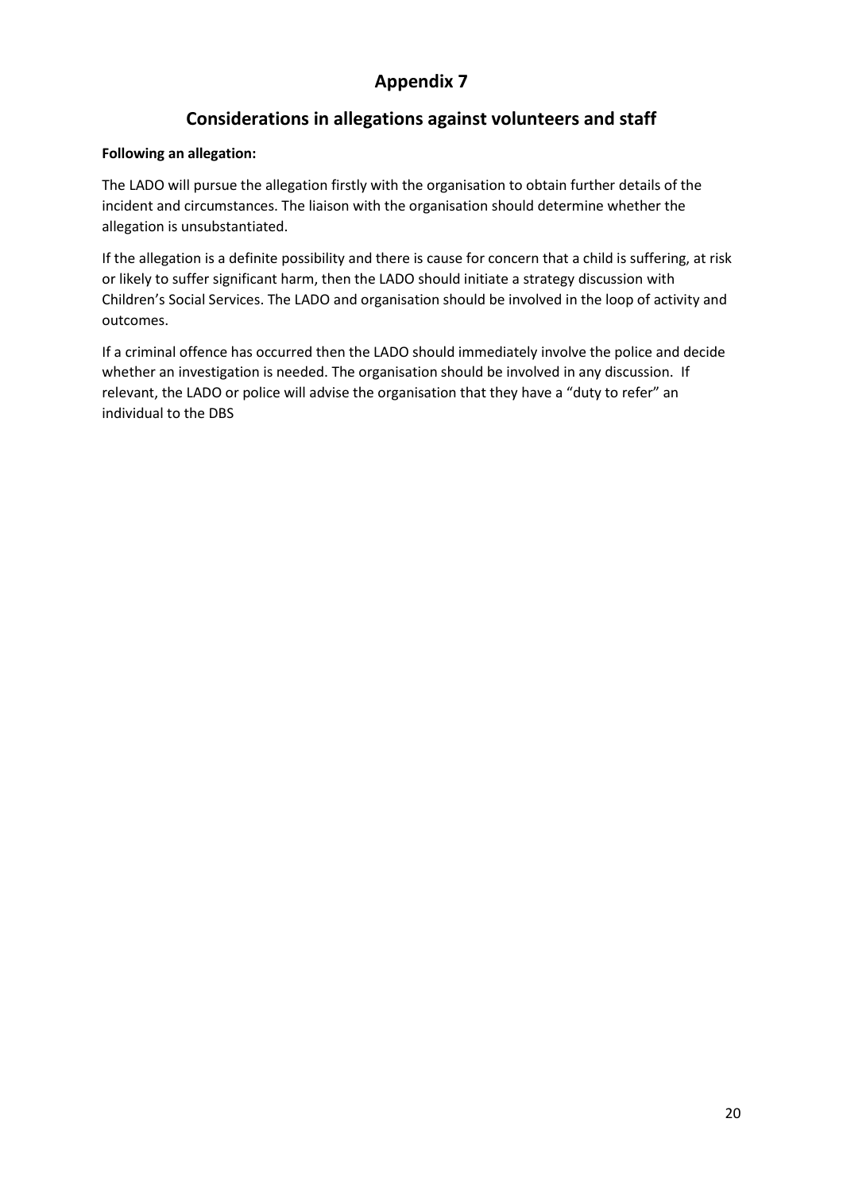# Appendix 7

## Considerations in allegations against volunteers and staff

**Following an allegation:**

The LADO will pursue the allegation firstly with the organisation to obtain further details of the incident and circumstances. The liaison with the organisation should determine whether the allegation is unsubstantiated.

If the allegation is a definite possibility and there is cause for concern that a child is suffering, at risk or likely to suffer significant harm, then the LADO should initiate a strategy discussion with Children's Social Services. The LADO and organisation should be involved in the loop of activity and outcomes.

If a criminal offence has occurred then the LADO should immediately involve the police and decide whether an investigation is needed. The organisation should be involved in any discussion. If relevant, the LADO or police will advise the organisation that they have a "duty to refer" an individual to the DBS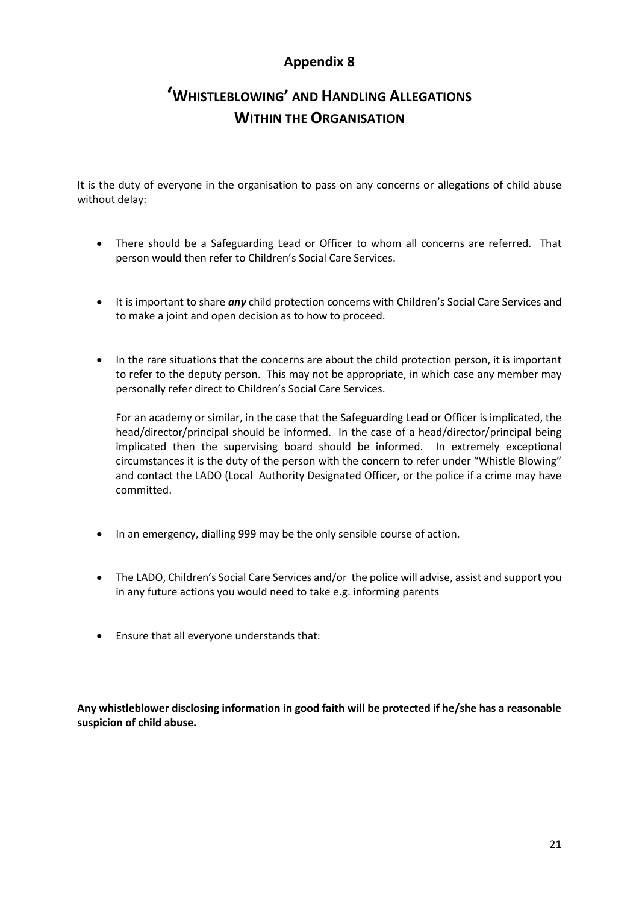# Appendix 8

# 'WHISTLEBLOWING' AND HANDLING ALLEGATIONS WITHIN THE ORGANISATION

It is the duty of everyone in the organisation to pass on any concerns or allegations of child abuse without delay:

- There should be a Safeguarding Lead or Officer to whom all concerns are referred. That person would then refer to Children's Social Care Services.

- It is important to share ***any*** child protection concerns with Children's Social Care Services and to make a joint and open decision as to how to proceed.

- In the rare situations that the concerns are about the child protection person, it is important to refer to the deputy person. This may not be appropriate, in which case any member may personally refer direct to Children's Social Care Services.

  For an academy or similar, in the case that the Safeguarding Lead or Officer is implicated, the head/director/principal should be informed. In the case of a head/director/principal being implicated then the supervising board should be informed. In extremely exceptional circumstances it is the duty of the person with the concern to refer under "Whistle Blowing" and contact the LADO (Local Authority Designated Officer, or the police if a crime may have committed.

- In an emergency, dialling 999 may be the only sensible course of action.

- The LADO, Children's Social Care Services and/or the police will advise, assist and support you in any future actions you would need to take e.g. informing parents

- Ensure that all everyone understands that:

**Any whistleblower disclosing information in good faith will be protected if he/she has a reasonable suspicion of child abuse.**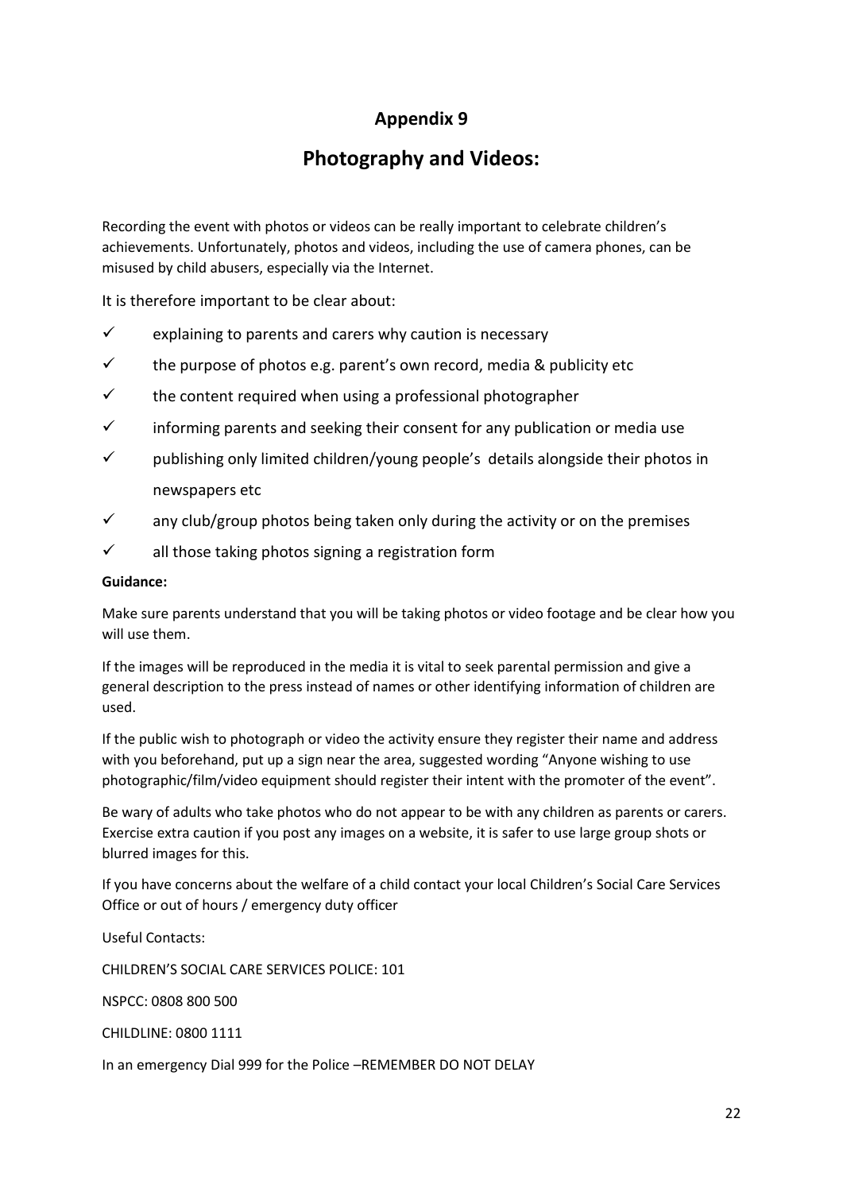## Appendix 9

# Photography and Videos:

Recording the event with photos or videos can be really important to celebrate children's achievements. Unfortunately, photos and videos, including the use of camera phones, can be misused by child abusers, especially via the Internet.

It is therefore important to be clear about:

- ✓ explaining to parents and carers why caution is necessary
- ✓ the purpose of photos e.g. parent's own record, media & publicity etc
- ✓ the content required when using a professional photographer
- ✓ informing parents and seeking their consent for any publication or media use
- ✓ publishing only limited children/young people's details alongside their photos in newspapers etc
- ✓ any club/group photos being taken only during the activity or on the premises
- ✓ all those taking photos signing a registration form

**Guidance:**

Make sure parents understand that you will be taking photos or video footage and be clear how you will use them.

If the images will be reproduced in the media it is vital to seek parental permission and give a general description to the press instead of names or other identifying information of children are used.

If the public wish to photograph or video the activity ensure they register their name and address with you beforehand, put up a sign near the area, suggested wording "Anyone wishing to use photographic/film/video equipment should register their intent with the promoter of the event".

Be wary of adults who take photos who do not appear to be with any children as parents or carers. Exercise extra caution if you post any images on a website, it is safer to use large group shots or blurred images for this.

If you have concerns about the welfare of a child contact your local Children's Social Care Services Office or out of hours / emergency duty officer

Useful Contacts:

CHILDREN'S SOCIAL CARE SERVICES POLICE: 101

NSPCC: 0808 800 500

CHILDLINE: 0800 1111

In an emergency Dial 999 for the Police –REMEMBER DO NOT DELAY